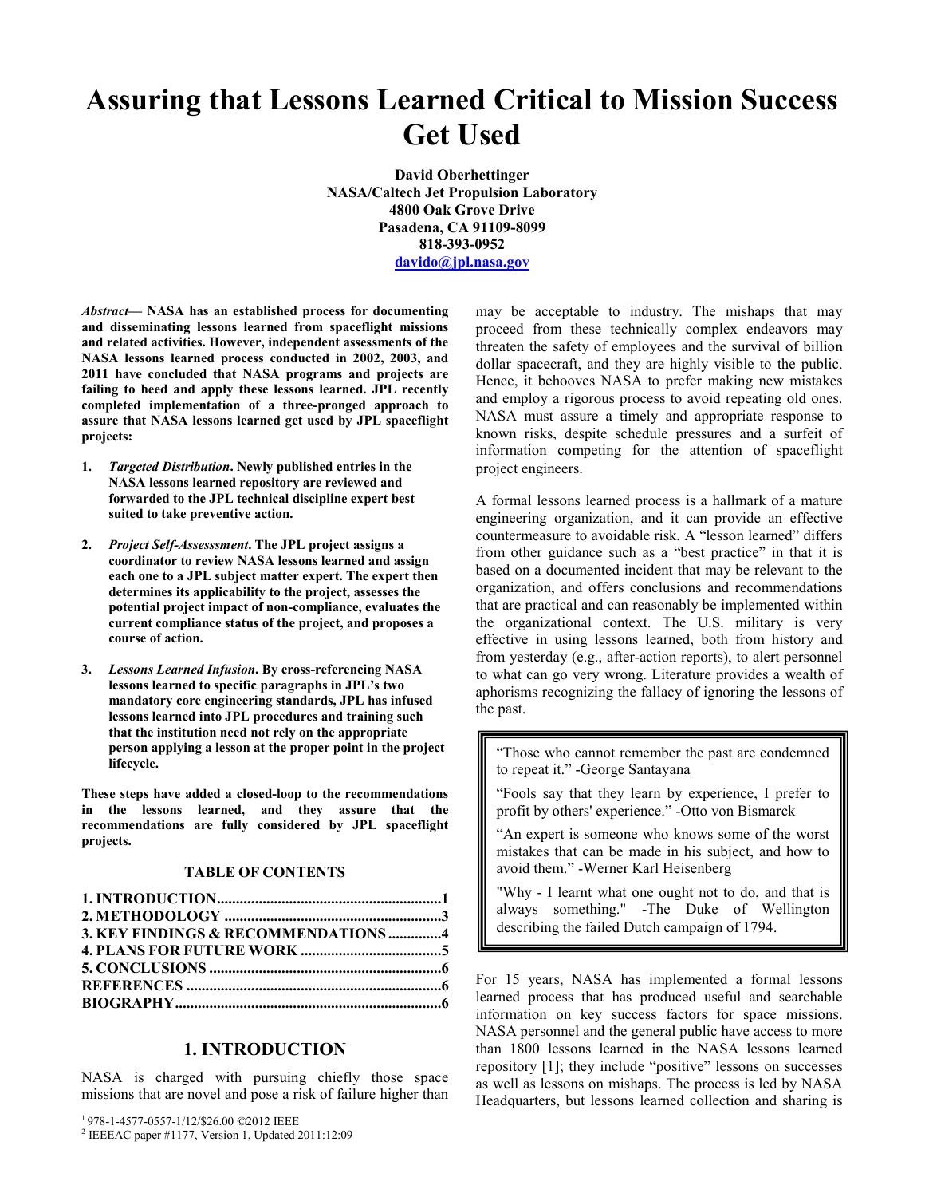# Assuring that Lessons Learned Critical to Mission Success Get Used

**David Oberhettinger**
**NASA/Caltech Jet Propulsion Laboratory**
**4800 Oak Grove Drive**
**Pasadena, CA 91109-8099**
**818-393-0952**
**davido@jpl.nasa.gov**

***Abstract*— NASA has an established process for documenting and disseminating lessons learned from spaceflight missions and related activities. However, independent assessments of the NASA lessons learned process conducted in 2002, 2003, and 2011 have concluded that NASA programs and projects are failing to heed and apply these lessons learned. JPL recently completed implementation of a three-pronged approach to assure that NASA lessons learned get used by JPL spaceflight projects:**

1. ***Targeted Distribution*. Newly published entries in the NASA lessons learned repository are reviewed and forwarded to the JPL technical discipline expert best suited to take preventive action.**

2. ***Project Self-Assesssment*. The JPL project assigns a coordinator to review NASA lessons learned and assign each one to a JPL subject matter expert. The expert then determines its applicability to the project, assesses the potential project impact of non-compliance, evaluates the current compliance status of the project, and proposes a course of action.**

3. ***Lessons Learned Infusion*. By cross-referencing NASA lessons learned to specific paragraphs in JPL's two mandatory core engineering standards, JPL has infused lessons learned into JPL procedures and training such that the institution need not rely on the appropriate person applying a lesson at the proper point in the project lifecycle.**

**These steps have added a closed-loop to the recommendations in the lessons learned, and they assure that the recommendations are fully considered by JPL spaceflight projects.**

### TABLE OF CONTENTS

**1. INTRODUCTION ........................................................ 1**
**2. METHODOLOGY ........................................................ 3**
**3. KEY FINDINGS & RECOMMENDATIONS .............. 4**
**4. PLANS FOR FUTURE WORK ..................................... 5**
**5. CONCLUSIONS ........................................................ 6**
**REFERENCES .............................................................. 6**
**BIOGRAPHY ................................................................. 6**

## 1. INTRODUCTION

NASA is charged with pursuing chiefly those space missions that are novel and pose a risk of failure higher than may be acceptable to industry. The mishaps that may proceed from these technically complex endeavors may threaten the safety of employees and the survival of billion dollar spacecraft, and they are highly visible to the public. Hence, it behooves NASA to prefer making new mistakes and employ a rigorous process to avoid repeating old ones. NASA must assure a timely and appropriate response to known risks, despite schedule pressures and a surfeit of information competing for the attention of spaceflight project engineers.

A formal lessons learned process is a hallmark of a mature engineering organization, and it can provide an effective countermeasure to avoidable risk. A "lesson learned" differs from other guidance such as a "best practice" in that it is based on a documented incident that may be relevant to the organization, and offers conclusions and recommendations that are practical and can reasonably be implemented within the organizational context. The U.S. military is very effective in using lessons learned, both from history and from yesterday (e.g., after-action reports), to alert personnel to what can go very wrong. Literature provides a wealth of aphorisms recognizing the fallacy of ignoring the lessons of the past.

> "Those who cannot remember the past are condemned to repeat it." -George Santayana
>
> "Fools say that they learn by experience, I prefer to profit by others' experience." -Otto von Bismarck
>
> "An expert is someone who knows some of the worst mistakes that can be made in his subject, and how to avoid them." -Werner Karl Heisenberg
>
> "Why - I learnt what one ought not to do, and that is always something." -The Duke of Wellington describing the failed Dutch campaign of 1794.

For 15 years, NASA has implemented a formal lessons learned process that has produced useful and searchable information on key success factors for space missions. NASA personnel and the general public have access to more than 1800 lessons learned in the NASA lessons learned repository [1]; they include "positive" lessons on successes as well as lessons on mishaps. The process is led by NASA Headquarters, but lessons learned collection and sharing is

[1] 978-1-4577-0557-1/12/$26.00 ©2012 IEEE
[2] IEEEAC paper #1177, Version 1, Updated 2011:12:09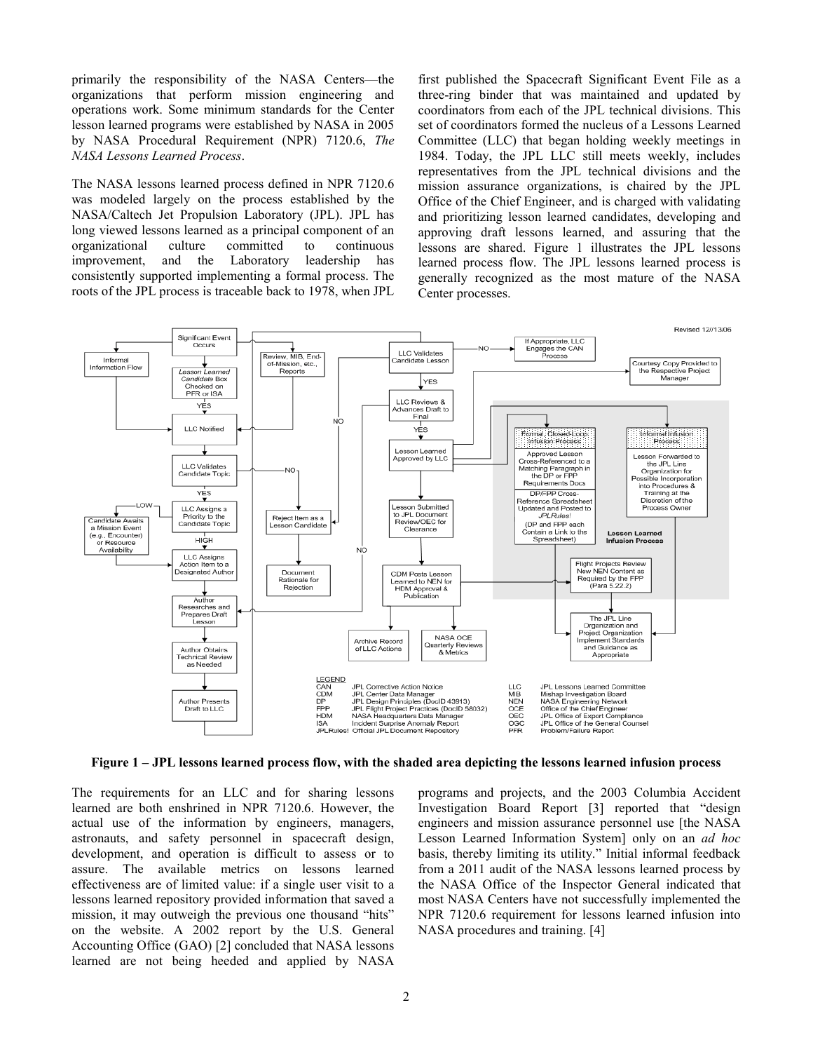primarily the responsibility of the NASA Centers—the organizations that perform mission engineering and operations work. Some minimum standards for the Center lesson learned programs were established by NASA in 2005 by NASA Procedural Requirement (NPR) 7120.6, *The NASA Lessons Learned Process*.

The NASA lessons learned process defined in NPR 7120.6 was modeled largely on the process established by the NASA/Caltech Jet Propulsion Laboratory (JPL). JPL has long viewed lessons learned as a principal component of an organizational culture committed to continuous improvement, and the Laboratory leadership has consistently supported implementing a formal process. The roots of the JPL process is traceable back to 1978, when JPL first published the Spacecraft Significant Event File as a three-ring binder that was maintained and updated by coordinators from each of the JPL technical divisions. This set of coordinators formed the nucleus of a Lessons Learned Committee (LLC) that began holding weekly meetings in 1984. Today, the JPL LLC still meets weekly, includes representatives from the JPL technical divisions and the mission assurance organizations, is chaired by the JPL Office of the Chief Engineer, and is charged with validating and prioritizing lesson learned candidates, developing and approving draft lessons learned, and assuring that the lessons are shared. Figure 1 illustrates the JPL lessons learned process flow. The JPL lessons learned process is generally recognized as the most mature of the NASA Center processes.

**Figure 1 – JPL lessons learned process flow, with the shaded area depicting the lessons learned infusion process**

The requirements for an LLC and for sharing lessons learned are both enshrined in NPR 7120.6. However, the actual use of the information by engineers, managers, astronauts, and safety personnel in spacecraft design, development, and operation is difficult to assess or to assure. The available metrics on lessons learned effectiveness are of limited value: if a single user visit to a lessons learned repository provided information that saved a mission, it may outweigh the previous one thousand "hits" on the website. A 2002 report by the U.S. General Accounting Office (GAO) [2] concluded that NASA lessons learned are not being heeded and applied by NASA programs and projects, and the 2003 Columbia Accident Investigation Board Report [3] reported that "design engineers and mission assurance personnel use [the NASA Lesson Learned Information System] only on an *ad hoc* basis, thereby limiting its utility." Initial informal feedback from a 2011 audit of the NASA lessons learned process by the NASA Office of the Inspector General indicated that most NASA Centers have not successfully implemented the NPR 7120.6 requirement for lessons learned infusion into NASA procedures and training. [4]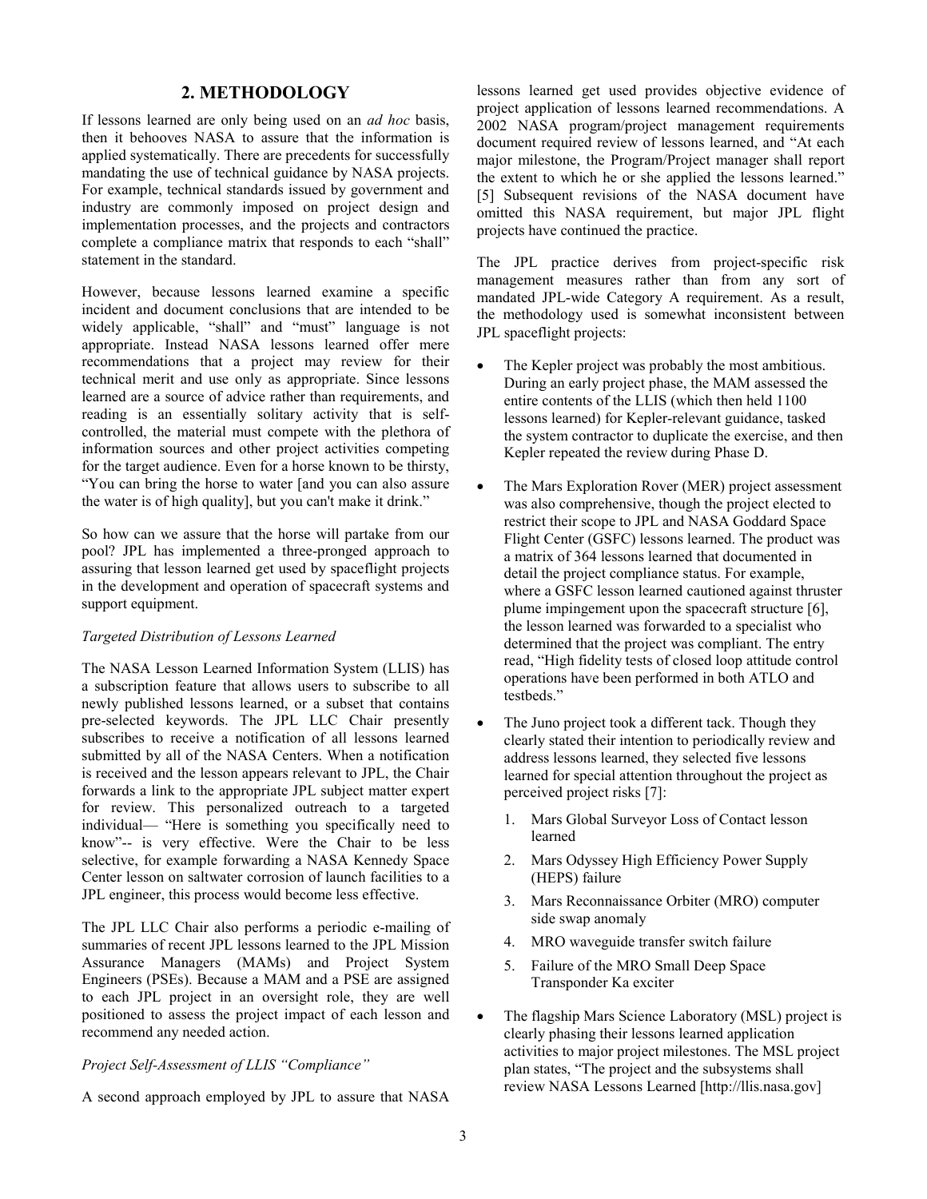## 2. METHODOLOGY

If lessons learned are only being used on an *ad hoc* basis, then it behooves NASA to assure that the information is applied systematically. There are precedents for successfully mandating the use of technical guidance by NASA projects. For example, technical standards issued by government and industry are commonly imposed on project design and implementation processes, and the projects and contractors complete a compliance matrix that responds to each "shall" statement in the standard.

However, because lessons learned examine a specific incident and document conclusions that are intended to be widely applicable, "shall" and "must" language is not appropriate. Instead NASA lessons learned offer mere recommendations that a project may review for their technical merit and use only as appropriate. Since lessons learned are a source of advice rather than requirements, and reading is an essentially solitary activity that is self-controlled, the material must compete with the plethora of information sources and other project activities competing for the target audience. Even for a horse known to be thirsty, "You can bring the horse to water [and you can also assure the water is of high quality], but you can't make it drink."

So how can we assure that the horse will partake from our pool? JPL has implemented a three-pronged approach to assuring that lesson learned get used by spaceflight projects in the development and operation of spacecraft systems and support equipment.

*Targeted Distribution of Lessons Learned*

The NASA Lesson Learned Information System (LLIS) has a subscription feature that allows users to subscribe to all newly published lessons learned, or a subset that contains pre-selected keywords. The JPL LLC Chair presently subscribes to receive a notification of all lessons learned submitted by all of the NASA Centers. When a notification is received and the lesson appears relevant to JPL, the Chair forwards a link to the appropriate JPL subject matter expert for review. This personalized outreach to a targeted individual— "Here is something you specifically need to know"-- is very effective. Were the Chair to be less selective, for example forwarding a NASA Kennedy Space Center lesson on saltwater corrosion of launch facilities to a JPL engineer, this process would become less effective.

The JPL LLC Chair also performs a periodic e-mailing of summaries of recent JPL lessons learned to the JPL Mission Assurance Managers (MAMs) and Project System Engineers (PSEs). Because a MAM and a PSE are assigned to each JPL project in an oversight role, they are well positioned to assess the project impact of each lesson and recommend any needed action.

*Project Self-Assessment of LLIS "Compliance"*

A second approach employed by JPL to assure that NASA lessons learned get used provides objective evidence of project application of lessons learned recommendations. A 2002 NASA program/project management requirements document required review of lessons learned, and "At each major milestone, the Program/Project manager shall report the extent to which he or she applied the lessons learned." [5] Subsequent revisions of the NASA document have omitted this NASA requirement, but major JPL flight projects have continued the practice.

The JPL practice derives from project-specific risk management measures rather than from any sort of mandated JPL-wide Category A requirement. As a result, the methodology used is somewhat inconsistent between JPL spaceflight projects:

- The Kepler project was probably the most ambitious. During an early project phase, the MAM assessed the entire contents of the LLIS (which then held 1100 lessons learned) for Kepler-relevant guidance, tasked the system contractor to duplicate the exercise, and then Kepler repeated the review during Phase D.
- The Mars Exploration Rover (MER) project assessment was also comprehensive, though the project elected to restrict their scope to JPL and NASA Goddard Space Flight Center (GSFC) lessons learned. The product was a matrix of 364 lessons learned that documented in detail the project compliance status. For example, where a GSFC lesson learned cautioned against thruster plume impingement upon the spacecraft structure [6], the lesson learned was forwarded to a specialist who determined that the project was compliant. The entry read, "High fidelity tests of closed loop attitude control operations have been performed in both ATLO and testbeds."
- The Juno project took a different tack. Though they clearly stated their intention to periodically review and address lessons learned, they selected five lessons learned for special attention throughout the project as perceived project risks [7]:
  1. Mars Global Surveyor Loss of Contact lesson learned
  2. Mars Odyssey High Efficiency Power Supply (HEPS) failure
  3. Mars Reconnaissance Orbiter (MRO) computer side swap anomaly
  4. MRO waveguide transfer switch failure
  5. Failure of the MRO Small Deep Space Transponder Ka exciter
- The flagship Mars Science Laboratory (MSL) project is clearly phasing their lessons learned application activities to major project milestones. The MSL project plan states, "The project and the subsystems shall review NASA Lessons Learned [http://llis.nasa.gov]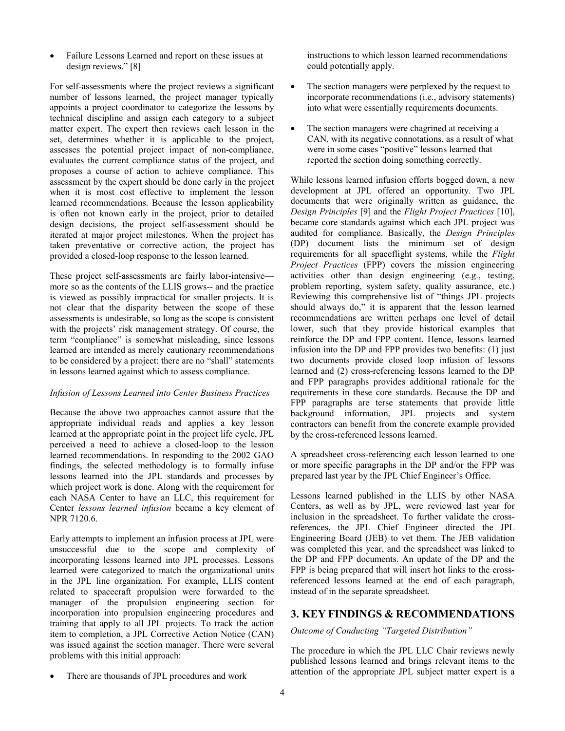- Failure Lessons Learned and report on these issues at design reviews." [8]

For self-assessments where the project reviews a significant number of lessons learned, the project manager typically appoints a project coordinator to categorize the lessons by technical discipline and assign each category to a subject matter expert. The expert then reviews each lesson in the set, determines whether it is applicable to the project, assesses the potential project impact of non-compliance, evaluates the current compliance status of the project, and proposes a course of action to achieve compliance. This assessment by the expert should be done early in the project when it is most cost effective to implement the lesson learned recommendations. Because the lesson applicability is often not known early in the project, prior to detailed design decisions, the project self-assessment should be iterated at major project milestones. When the project has taken preventative or corrective action, the project has provided a closed-loop response to the lesson learned.

These project self-assessments are fairly labor-intensive—more so as the contents of the LLIS grows-- and the practice is viewed as possibly impractical for smaller projects. It is not clear that the disparity between the scope of these assessments is undesirable, so long as the scope is consistent with the projects' risk management strategy. Of course, the term "compliance" is somewhat misleading, since lessons learned are intended as merely cautionary recommendations to be considered by a project: there are no "shall" statements in lessons learned against which to assess compliance.

*Infusion of Lessons Learned into Center Business Practices*

Because the above two approaches cannot assure that the appropriate individual reads and applies a key lesson learned at the appropriate point in the project life cycle, JPL perceived a need to achieve a closed-loop to the lesson learned recommendations. In responding to the 2002 GAO findings, the selected methodology is to formally infuse lessons learned into the JPL standards and processes by which project work is done. Along with the requirement for each NASA Center to have an LLC, this requirement for Center *lessons learned infusion* became a key element of NPR 7120.6.

Early attempts to implement an infusion process at JPL were unsuccessful due to the scope and complexity of incorporating lessons learned into JPL processes. Lessons learned were categorized to match the organizational units in the JPL line organization. For example, LLIS content related to spacecraft propulsion were forwarded to the manager of the propulsion engineering section for incorporation into propulsion engineering procedures and training that apply to all JPL projects. To track the action item to completion, a JPL Corrective Action Notice (CAN) was issued against the section manager. There were several problems with this initial approach:

- There are thousands of JPL procedures and work instructions to which lesson learned recommendations could potentially apply.
- The section managers were perplexed by the request to incorporate recommendations (i.e., advisory statements) into what were essentially requirements documents.
- The section managers were chagrined at receiving a CAN, with its negative connotations, as a result of what were in some cases "positive" lessons learned that reported the section doing something correctly.

While lessons learned infusion efforts bogged down, a new development at JPL offered an opportunity. Two JPL documents that were originally written as guidance, the *Design Principles* [9] and the *Flight Project Practices* [10], became core standards against which each JPL project was audited for compliance. Basically, the *Design Principles* (DP) document lists the minimum set of design requirements for all spaceflight systems, while the *Flight Project Practices* (FPP) covers the mission engineering activities other than design engineering (e.g., testing, problem reporting, system safety, quality assurance, etc.) Reviewing this comprehensive list of "things JPL projects should always do," it is apparent that the lesson learned recommendations are written perhaps one level of detail lower, such that they provide historical examples that reinforce the DP and FPP content. Hence, lessons learned infusion into the DP and FPP provides two benefits: (1) just two documents provide closed loop infusion of lessons learned and (2) cross-referencing lessons learned to the DP and FPP paragraphs provides additional rationale for the requirements in these core standards. Because the DP and FPP paragraphs are terse statements that provide little background information, JPL projects and system contractors can benefit from the concrete example provided by the cross-referenced lessons learned.

A spreadsheet cross-referencing each lesson learned to one or more specific paragraphs in the DP and/or the FPP was prepared last year by the JPL Chief Engineer's Office.

Lessons learned published in the LLIS by other NASA Centers, as well as by JPL, were reviewed last year for inclusion in the spreadsheet. To further validate the cross-references, the JPL Chief Engineer directed the JPL Engineering Board (JEB) to vet them. The JEB validation was completed this year, and the spreadsheet was linked to the DP and FPP documents. An update of the DP and the FPP is being prepared that will insert hot links to the cross-referenced lessons learned at the end of each paragraph, instead of in the separate spreadsheet.

## 3. KEY FINDINGS & RECOMMENDATIONS

*Outcome of Conducting "Targeted Distribution"*

The procedure in which the JPL LLC Chair reviews newly published lessons learned and brings relevant items to the attention of the appropriate JPL subject matter expert is a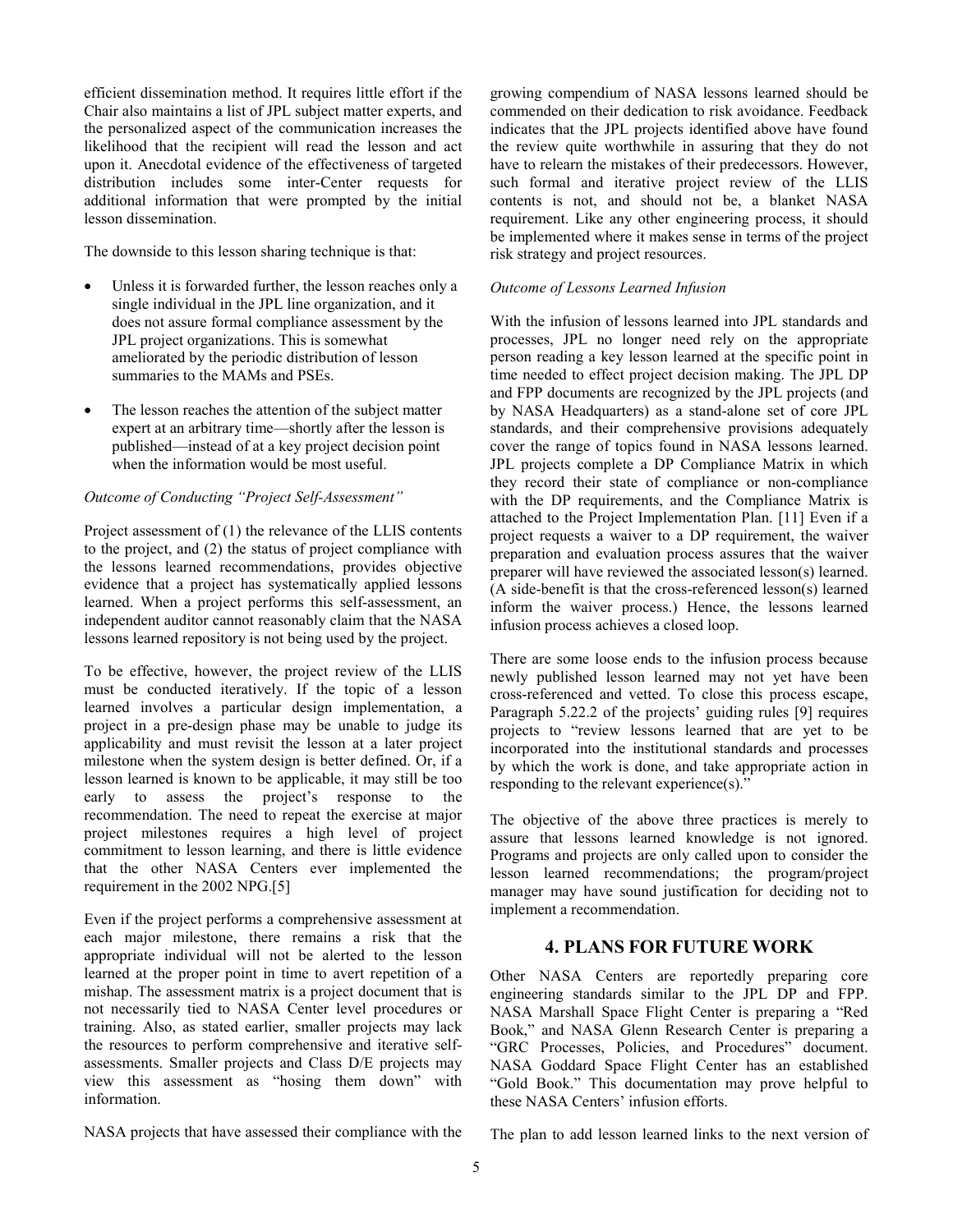efficient dissemination method. It requires little effort if the Chair also maintains a list of JPL subject matter experts, and the personalized aspect of the communication increases the likelihood that the recipient will read the lesson and act upon it. Anecdotal evidence of the effectiveness of targeted distribution includes some inter-Center requests for additional information that were prompted by the initial lesson dissemination.

The downside to this lesson sharing technique is that:

- Unless it is forwarded further, the lesson reaches only a single individual in the JPL line organization, and it does not assure formal compliance assessment by the JPL project organizations. This is somewhat ameliorated by the periodic distribution of lesson summaries to the MAMs and PSEs.
- The lesson reaches the attention of the subject matter expert at an arbitrary time—shortly after the lesson is published—instead of at a key project decision point when the information would be most useful.

*Outcome of Conducting "Project Self-Assessment"*

Project assessment of (1) the relevance of the LLIS contents to the project, and (2) the status of project compliance with the lessons learned recommendations, provides objective evidence that a project has systematically applied lessons learned. When a project performs this self-assessment, an independent auditor cannot reasonably claim that the NASA lessons learned repository is not being used by the project.

To be effective, however, the project review of the LLIS must be conducted iteratively. If the topic of a lesson learned involves a particular design implementation, a project in a pre-design phase may be unable to judge its applicability and must revisit the lesson at a later project milestone when the system design is better defined. Or, if a lesson learned is known to be applicable, it may still be too early to assess the project's response to the recommendation. The need to repeat the exercise at major project milestones requires a high level of project commitment to lesson learning, and there is little evidence that the other NASA Centers ever implemented the requirement in the 2002 NPG.[5]

Even if the project performs a comprehensive assessment at each major milestone, there remains a risk that the appropriate individual will not be alerted to the lesson learned at the proper point in time to avert repetition of a mishap. The assessment matrix is a project document that is not necessarily tied to NASA Center level procedures or training. Also, as stated earlier, smaller projects may lack the resources to perform comprehensive and iterative self-assessments. Smaller projects and Class D/E projects may view this assessment as "hosing them down" with information.

NASA projects that have assessed their compliance with the growing compendium of NASA lessons learned should be commended on their dedication to risk avoidance. Feedback indicates that the JPL projects identified above have found the review quite worthwhile in assuring that they do not have to relearn the mistakes of their predecessors. However, such formal and iterative project review of the LLIS contents is not, and should not be, a blanket NASA requirement. Like any other engineering process, it should be implemented where it makes sense in terms of the project risk strategy and project resources.

*Outcome of Lessons Learned Infusion*

With the infusion of lessons learned into JPL standards and processes, JPL no longer need rely on the appropriate person reading a key lesson learned at the specific point in time needed to effect project decision making. The JPL DP and FPP documents are recognized by the JPL projects (and by NASA Headquarters) as a stand-alone set of core JPL standards, and their comprehensive provisions adequately cover the range of topics found in NASA lessons learned. JPL projects complete a DP Compliance Matrix in which they record their state of compliance or non-compliance with the DP requirements, and the Compliance Matrix is attached to the Project Implementation Plan. [11] Even if a project requests a waiver to a DP requirement, the waiver preparation and evaluation process assures that the waiver preparer will have reviewed the associated lesson(s) learned. (A side-benefit is that the cross-referenced lesson(s) learned inform the waiver process.) Hence, the lessons learned infusion process achieves a closed loop.

There are some loose ends to the infusion process because newly published lesson learned may not yet have been cross-referenced and vetted. To close this process escape, Paragraph 5.22.2 of the projects' guiding rules [9] requires projects to "review lessons learned that are yet to be incorporated into the institutional standards and processes by which the work is done, and take appropriate action in responding to the relevant experience(s)."

The objective of the above three practices is merely to assure that lessons learned knowledge is not ignored. Programs and projects are only called upon to consider the lesson learned recommendations; the program/project manager may have sound justification for deciding not to implement a recommendation.

## 4. PLANS FOR FUTURE WORK

Other NASA Centers are reportedly preparing core engineering standards similar to the JPL DP and FPP. NASA Marshall Space Flight Center is preparing a "Red Book," and NASA Glenn Research Center is preparing a "GRC Processes, Policies, and Procedures" document. NASA Goddard Space Flight Center has an established "Gold Book." This documentation may prove helpful to these NASA Centers' infusion efforts.

The plan to add lesson learned links to the next version of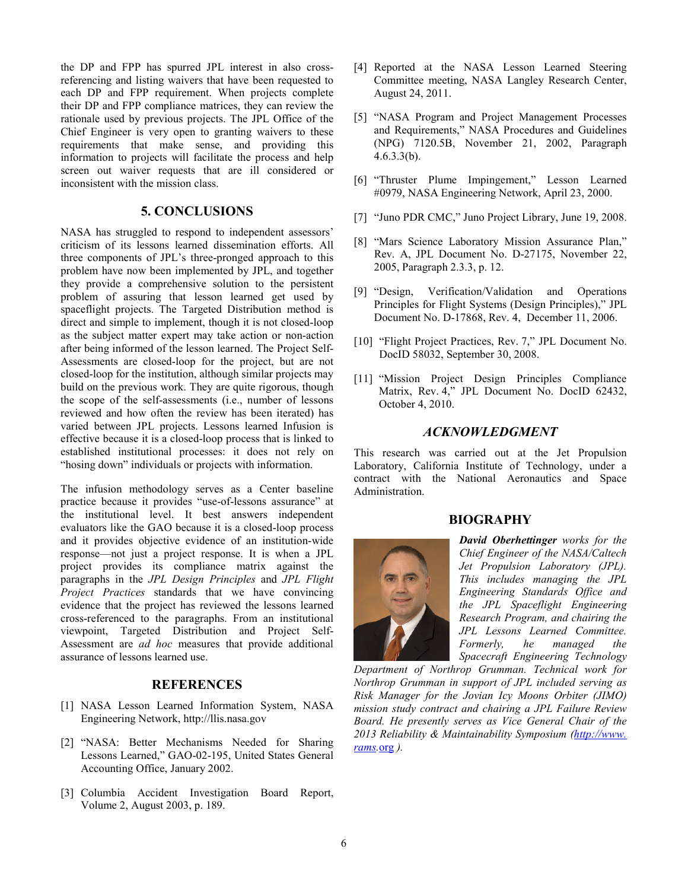the DP and FPP has spurred JPL interest in also cross-referencing and listing waivers that have been requested to each DP and FPP requirement. When projects complete their DP and FPP compliance matrices, they can review the rationale used by previous projects. The JPL Office of the Chief Engineer is very open to granting waivers to these requirements that make sense, and providing this information to projects will facilitate the process and help screen out waiver requests that are ill considered or inconsistent with the mission class.

## 5. CONCLUSIONS

NASA has struggled to respond to independent assessors' criticism of its lessons learned dissemination efforts. All three components of JPL's three-pronged approach to this problem have now been implemented by JPL, and together they provide a comprehensive solution to the persistent problem of assuring that lesson learned get used by spaceflight projects. The Targeted Distribution method is direct and simple to implement, though it is not closed-loop as the subject matter expert may take action or non-action after being informed of the lesson learned. The Project Self-Assessments are closed-loop for the project, but are not closed-loop for the institution, although similar projects may build on the previous work. They are quite rigorous, though the scope of the self-assessments (i.e., number of lessons reviewed and how often the review has been iterated) has varied between JPL projects. Lessons learned Infusion is effective because it is a closed-loop process that is linked to established institutional processes: it does not rely on "hosing down" individuals or projects with information.

The infusion methodology serves as a Center baseline practice because it provides "use-of-lessons assurance" at the institutional level. It best answers independent evaluators like the GAO because it is a closed-loop process and it provides objective evidence of an institution-wide response—not just a project response. It is when a JPL project provides its compliance matrix against the paragraphs in the *JPL Design Principles* and *JPL Flight Project Practices* standards that we have convincing evidence that the project has reviewed the lessons learned cross-referenced to the paragraphs. From an institutional viewpoint, Targeted Distribution and Project Self-Assessment are *ad hoc* measures that provide additional assurance of lessons learned use.

## REFERENCES

[1] NASA Lesson Learned Information System, NASA Engineering Network, http://llis.nasa.gov

[2] "NASA: Better Mechanisms Needed for Sharing Lessons Learned," GAO-02-195, United States General Accounting Office, January 2002.

[3] Columbia Accident Investigation Board Report, Volume 2, August 2003, p. 189.

[4] Reported at the NASA Lesson Learned Steering Committee meeting, NASA Langley Research Center, August 24, 2011.

[5] "NASA Program and Project Management Processes and Requirements," NASA Procedures and Guidelines (NPG) 7120.5B, November 21, 2002, Paragraph 4.6.3.3(b).

[6] "Thruster Plume Impingement," Lesson Learned #0979, NASA Engineering Network, April 23, 2000.

[7] "Juno PDR CMC," Juno Project Library, June 19, 2008.

[8] "Mars Science Laboratory Mission Assurance Plan," Rev. A, JPL Document No. D-27175, November 22, 2005, Paragraph 2.3.3, p. 12.

[9] "Design, Verification/Validation and Operations Principles for Flight Systems (Design Principles)," JPL Document No. D-17868, Rev. 4, December 11, 2006.

[10] "Flight Project Practices, Rev. 7," JPL Document No. DocID 58032, September 30, 2008.

[11] "Mission Project Design Principles Compliance Matrix, Rev. 4," JPL Document No. DocID 62432, October 4, 2010.

## *ACKNOWLEDGMENT*

This research was carried out at the Jet Propulsion Laboratory, California Institute of Technology, under a contract with the National Aeronautics and Space Administration.

## BIOGRAPHY

***David Oberhettinger*** *works for the Chief Engineer of the NASA/Caltech Jet Propulsion Laboratory (JPL). This includes managing the JPL Engineering Standards Office and the JPL Spaceflight Engineering Research Program, and chairing the JPL Lessons Learned Committee. Formerly, he managed the Spacecraft Engineering Technology Department of Northrop Grumman. Technical work for Northrop Grumman in support of JPL included serving as Risk Manager for the Jovian Icy Moons Orbiter (JIMO) mission study contract and chairing a JPL Failure Review Board. He presently serves as Vice General Chair of the 2013 Reliability & Maintainability Symposium (http://www.rams.org ).*